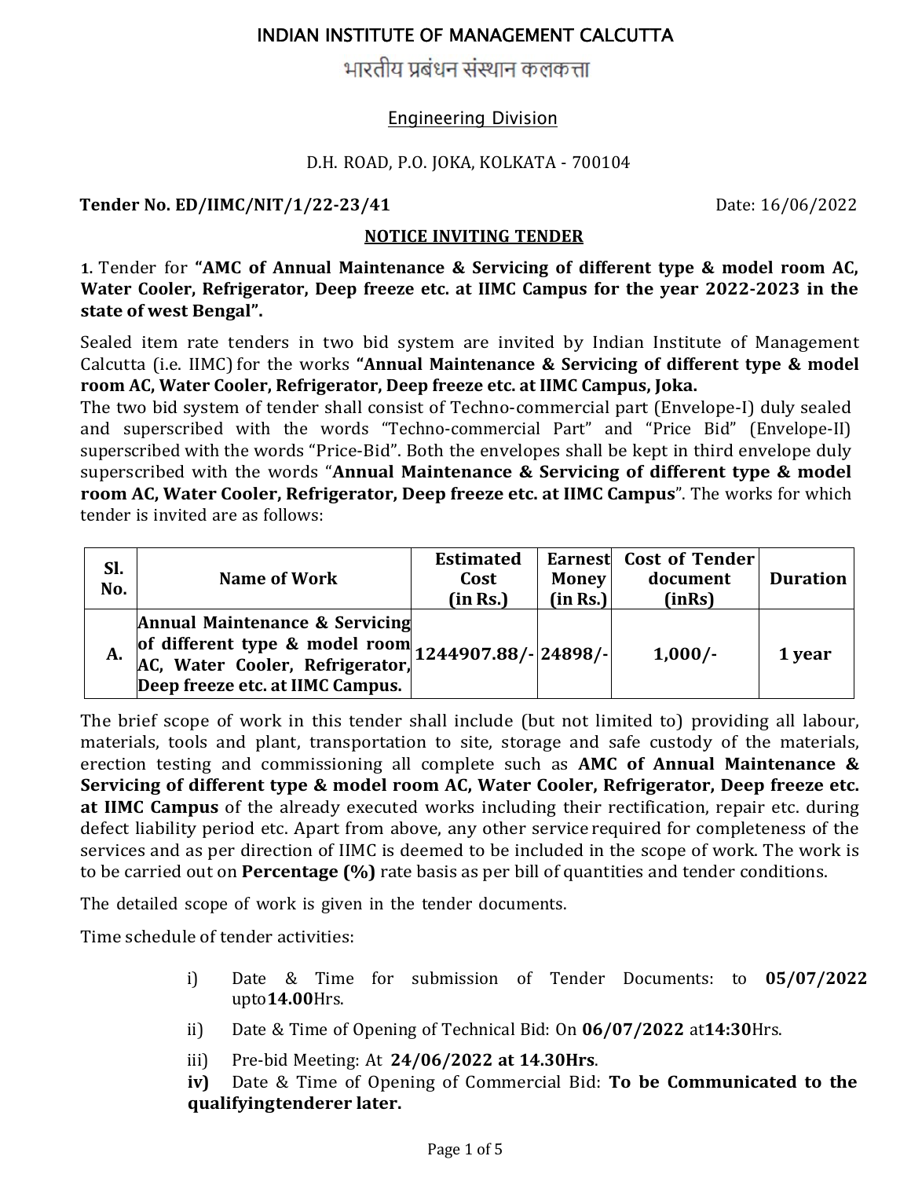# INDIAN INSTITUTE OF MANAGEMENT CALCUTTA

# भारतीय प्रबंधन संस्थान कलकत्ता

## Engineering Division

D.H. ROAD, P.O. JOKA, KOLKATA - 700104

**Tender No. ED/IIMC/NIT/1/22-23/41** Date: 16/06/2022

## NOTICE INVITING TENDER

**1.** Tender for **"AMC of Annual Maintenance & Servicing of different type & model room AC, Water Cooler, Refrigerator, Deep freeze etc. at IIMC Campus for the year 2022-2023 in the state of west Bengal".**

Sealed item rate tenders in two bid system are invited by Indian Institute of Management Calcutta (i.e. IIMC) for the works **"Annual Maintenance & Servicing of different type & model room AC, Water Cooler, Refrigerator, Deep freeze etc. at IIMC Campus, Joka.**
The two bid system of tender shall consist of Techno-commercial part (Envelope-I) duly sealed and superscribed with the words "Techno-commercial Part" and "Price Bid" (Envelope-II) superscribed with the words "Price-Bid". Both the envelopes shall be kept in third envelope duly superscribed with the words "**Annual Maintenance & Servicing of different type & model room AC, Water Cooler, Refrigerator, Deep freeze etc. at IIMC Campus**". The works for which tender is invited are as follows:

| Sl. No. | Name of Work | Estimated Cost (in Rs.) | Earnest Money (in Rs.) | Cost of Tender document (inRs) | Duration |
|---|---|---|---|---|---|
| **A.** | **Annual Maintenance & Servicing of different type & model room AC, Water Cooler, Refrigerator, Deep freeze etc. at IIMC Campus.** | **1244907.88/-** | **24898/-** | **1,000/-** | **1 year** |

The brief scope of work in this tender shall include (but not limited to) providing all labour, materials, tools and plant, transportation to site, storage and safe custody of the materials, erection testing and commissioning all complete such as **AMC of Annual Maintenance & Servicing of different type & model room AC, Water Cooler, Refrigerator, Deep freeze etc. at IIMC Campus** of the already executed works including their rectification, repair etc. during defect liability period etc. Apart from above, any other service required for completeness of the services and as per direction of IIMC is deemed to be included in the scope of work. The work is to be carried out on **Percentage (%)** rate basis as per bill of quantities and tender conditions.

The detailed scope of work is given in the tender documents.

Time schedule of tender activities:

i) Date & Time for submission of Tender Documents: to **05/07/2022** upto**14.00**Hrs.

ii) Date & Time of Opening of Technical Bid: On **06/07/2022** at**14:30**Hrs.

iii) Pre-bid Meeting: At **24/06/2022 at 14.30Hrs**.

**iv)** Date & Time of Opening of Commercial Bid: **To be Communicated to the qualifyingtenderer later.**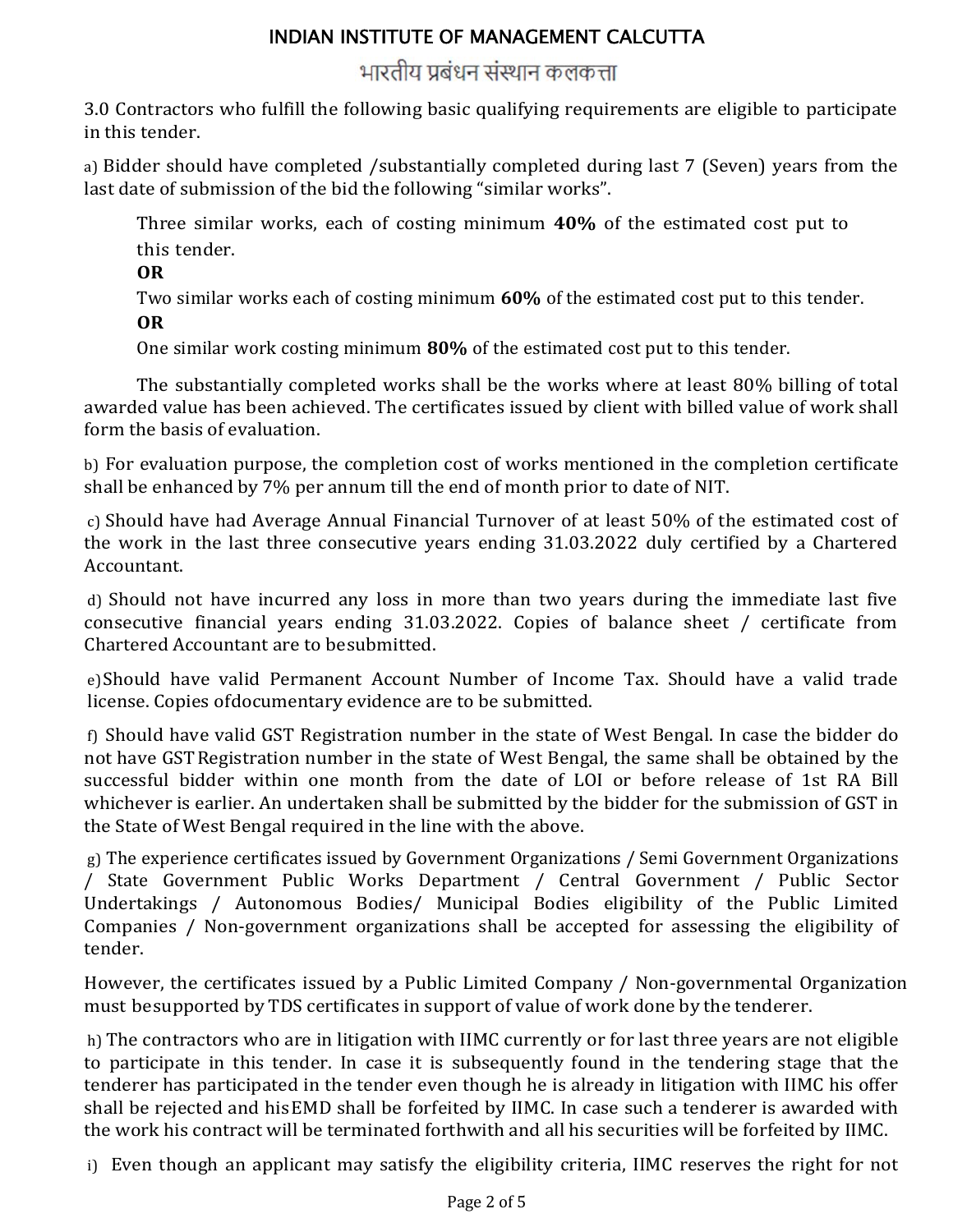# INDIAN INSTITUTE OF MANAGEMENT CALCUTTA

## भारतीय प्रबंधन संस्थान कलकत्ता

3.0 Contractors who fulfill the following basic qualifying requirements are eligible to participate in this tender.

a) Bidder should have completed /substantially completed during last 7 (Seven) years from the last date of submission of the bid the following "similar works".

> Three similar works, each of costing minimum **40%** of the estimated cost put to this tender.
>
> **OR**
>
> Two similar works each of costing minimum **60%** of the estimated cost put to this tender.
>
> **OR**
>
> One similar work costing minimum **80%** of the estimated cost put to this tender.

The substantially completed works shall be the works where at least 80% billing of total awarded value has been achieved. The certificates issued by client with billed value of work shall form the basis of evaluation.

b) For evaluation purpose, the completion cost of works mentioned in the completion certificate shall be enhanced by 7% per annum till the end of month prior to date of NIT.

c) Should have had Average Annual Financial Turnover of at least 50% of the estimated cost of the work in the last three consecutive years ending 31.03.2022 duly certified by a Chartered Accountant.

d) Should not have incurred any loss in more than two years during the immediate last five consecutive financial years ending 31.03.2022. Copies of balance sheet / certificate from Chartered Accountant are to besubmitted.

e) Should have valid Permanent Account Number of Income Tax. Should have a valid trade license. Copies ofdocumentary evidence are to be submitted.

f) Should have valid GST Registration number in the state of West Bengal. In case the bidder do not have GST Registration number in the state of West Bengal, the same shall be obtained by the successful bidder within one month from the date of LOI or before release of 1st RA Bill whichever is earlier. An undertaken shall be submitted by the bidder for the submission of GST in the State of West Bengal required in the line with the above.

g) The experience certificates issued by Government Organizations / Semi Government Organizations / State Government Public Works Department / Central Government / Public Sector Undertakings / Autonomous Bodies/ Municipal Bodies eligibility of the Public Limited Companies / Non-government organizations shall be accepted for assessing the eligibility of tender.

However, the certificates issued by a Public Limited Company / Non-governmental Organization must besupported by TDS certificates in support of value of work done by the tenderer.

h) The contractors who are in litigation with IIMC currently or for last three years are not eligible to participate in this tender. In case it is subsequently found in the tendering stage that the tenderer has participated in the tender even though he is already in litigation with IIMC his offer shall be rejected and hisEMD shall be forfeited by IIMC. In case such a tenderer is awarded with the work his contract will be terminated forthwith and all his securities will be forfeited by IIMC.

i) Even though an applicant may satisfy the eligibility criteria, IIMC reserves the right for not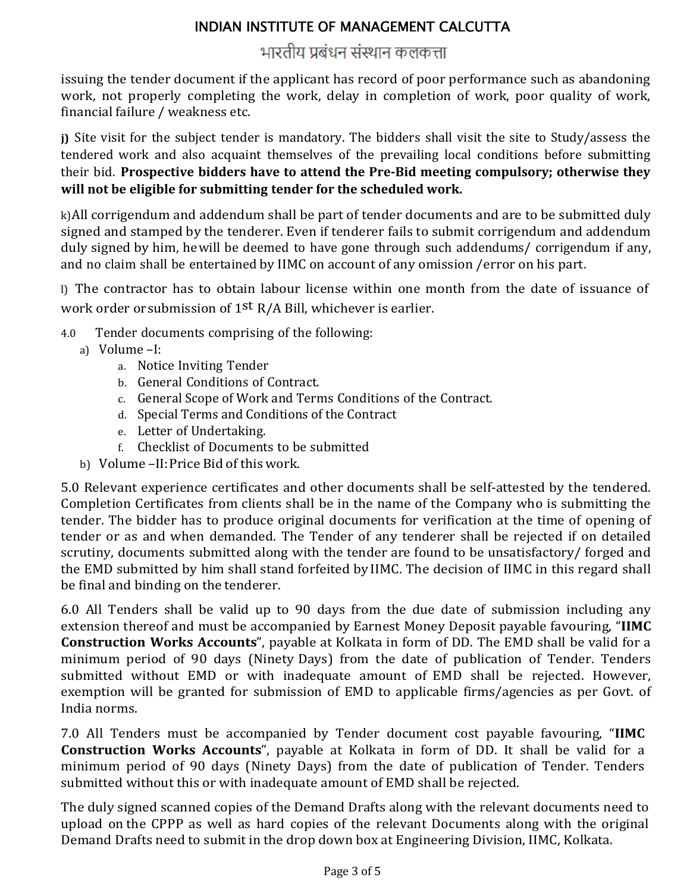issuing the tender document if the applicant has record of poor performance such as abandoning work, not properly completing the work, delay in completion of work, poor quality of work, financial failure / weakness etc.

**j)** Site visit for the subject tender is mandatory. The bidders shall visit the site to Study/assess the tendered work and also acquaint themselves of the prevailing local conditions before submitting their bid. **Prospective bidders have to attend the Pre-Bid meeting compulsory; otherwise they will not be eligible for submitting tender for the scheduled work.**

k)All corrigendum and addendum shall be part of tender documents and are to be submitted duly signed and stamped by the tenderer. Even if tenderer fails to submit corrigendum and addendum duly signed by him, he will be deemed to have gone through such addendums/ corrigendum if any, and no claim shall be entertained by IIMC on account of any omission /error on his part.

l) The contractor has to obtain labour license within one month from the date of issuance of work order or submission of 1st R/A Bill, whichever is earlier.

4.0 Tender documents comprising of the following:

a) Volume –I:
   a. Notice Inviting Tender
   b. General Conditions of Contract.
   c. General Scope of Work and Terms Conditions of the Contract.
   d. Special Terms and Conditions of the Contract
   e. Letter of Undertaking.
   f. Checklist of Documents to be submitted

b) Volume –II: Price Bid of this work.

5.0 Relevant experience certificates and other documents shall be self-attested by the tendered. Completion Certificates from clients shall be in the name of the Company who is submitting the tender. The bidder has to produce original documents for verification at the time of opening of tender or as and when demanded. The Tender of any tenderer shall be rejected if on detailed scrutiny, documents submitted along with the tender are found to be unsatisfactory/ forged and the EMD submitted by him shall stand forfeited by IIMC. The decision of IIMC in this regard shall be final and binding on the tenderer.

6.0 All Tenders shall be valid up to 90 days from the due date of submission including any extension thereof and must be accompanied by Earnest Money Deposit payable favouring, "**IIMC Construction Works Accounts**", payable at Kolkata in form of DD. The EMD shall be valid for a minimum period of 90 days (Ninety Days) from the date of publication of Tender. Tenders submitted without EMD or with inadequate amount of EMD shall be rejected. However, exemption will be granted for submission of EMD to applicable firms/agencies as per Govt. of India norms.

7.0 All Tenders must be accompanied by Tender document cost payable favouring, "**IIMC Construction Works Accounts**", payable at Kolkata in form of DD. It shall be valid for a minimum period of 90 days (Ninety Days) from the date of publication of Tender. Tenders submitted without this or with inadequate amount of EMD shall be rejected.

The duly signed scanned copies of the Demand Drafts along with the relevant documents need to upload on the CPPP as well as hard copies of the relevant Documents along with the original Demand Drafts need to submit in the drop down box at Engineering Division, IIMC, Kolkata.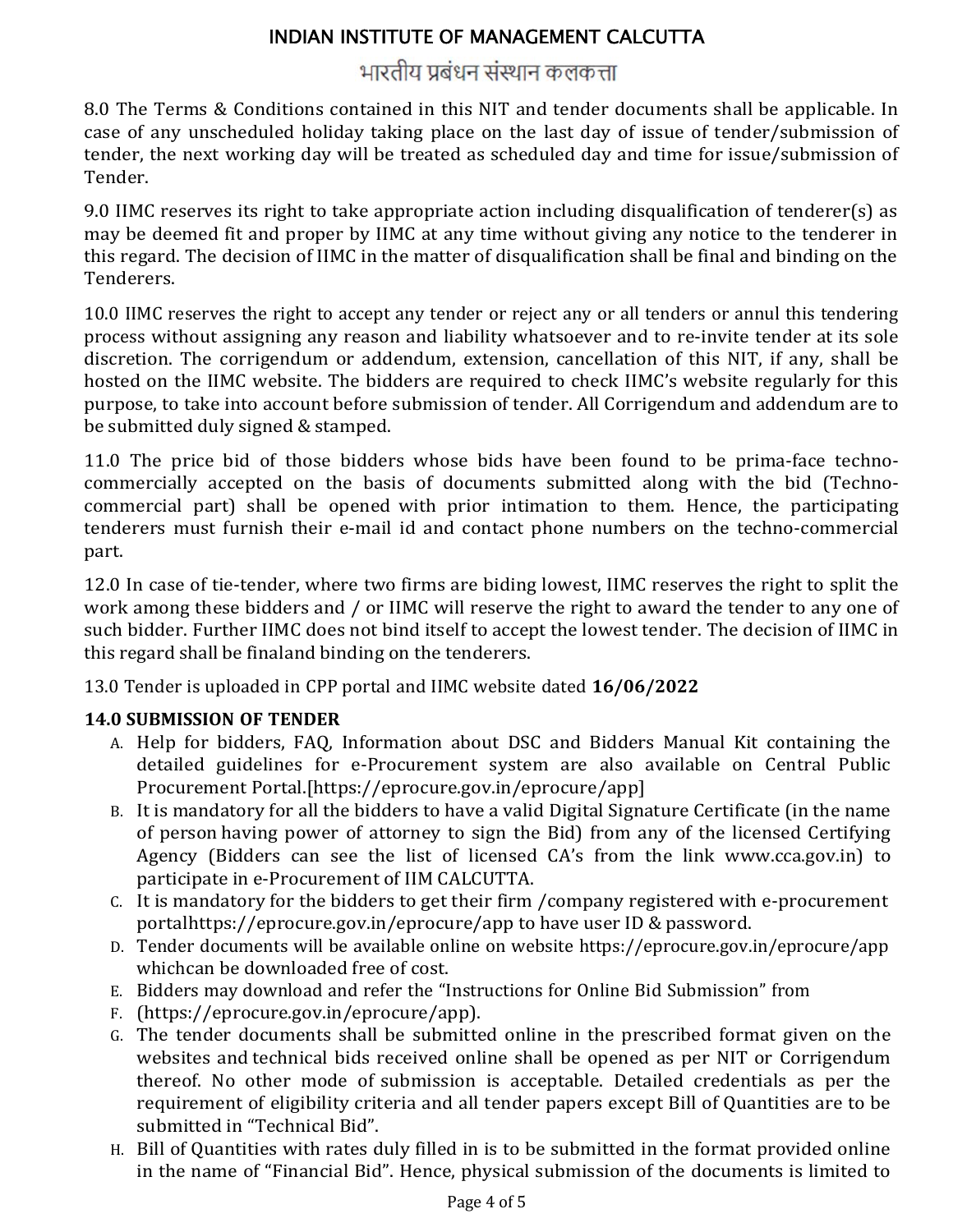8.0 The Terms & Conditions contained in this NIT and tender documents shall be applicable. In case of any unscheduled holiday taking place on the last day of issue of tender/submission of tender, the next working day will be treated as scheduled day and time for issue/submission of Tender.

9.0 IIMC reserves its right to take appropriate action including disqualification of tenderer(s) as may be deemed fit and proper by IIMC at any time without giving any notice to the tenderer in this regard. The decision of IIMC in the matter of disqualification shall be final and binding on the Tenderers.

10.0 IIMC reserves the right to accept any tender or reject any or all tenders or annul this tendering process without assigning any reason and liability whatsoever and to re-invite tender at its sole discretion. The corrigendum or addendum, extension, cancellation of this NIT, if any, shall be hosted on the IIMC website. The bidders are required to check IIMC's website regularly for this purpose, to take into account before submission of tender. All Corrigendum and addendum are to be submitted duly signed & stamped.

11.0 The price bid of those bidders whose bids have been found to be prima-face techno-commercially accepted on the basis of documents submitted along with the bid (Techno-commercial part) shall be opened with prior intimation to them. Hence, the participating tenderers must furnish their e-mail id and contact phone numbers on the techno-commercial part.

12.0 In case of tie-tender, where two firms are biding lowest, IIMC reserves the right to split the work among these bidders and / or IIMC will reserve the right to award the tender to any one of such bidder. Further IIMC does not bind itself to accept the lowest tender. The decision of IIMC in this regard shall be finaland binding on the tenderers.

13.0 Tender is uploaded in CPP portal and IIMC website dated **16/06/2022**

**14.0 SUBMISSION OF TENDER**

A. Help for bidders, FAQ, Information about DSC and Bidders Manual Kit containing the detailed guidelines for e-Procurement system are also available on Central Public Procurement Portal.[https://eprocure.gov.in/eprocure/app]
B. It is mandatory for all the bidders to have a valid Digital Signature Certificate (in the name of person having power of attorney to sign the Bid) from any of the licensed Certifying Agency (Bidders can see the list of licensed CA's from the link www.cca.gov.in) to participate in e-Procurement of IIM CALCUTTA.
C. It is mandatory for the bidders to get their firm /company registered with e-procurement portalhttps://eprocure.gov.in/eprocure/app to have user ID & password.
D. Tender documents will be available online on website https://eprocure.gov.in/eprocure/app whichcan be downloaded free of cost.
E. Bidders may download and refer the "Instructions for Online Bid Submission" from
F. (https://eprocure.gov.in/eprocure/app).
G. The tender documents shall be submitted online in the prescribed format given on the websites and technical bids received online shall be opened as per NIT or Corrigendum thereof. No other mode of submission is acceptable. Detailed credentials as per the requirement of eligibility criteria and all tender papers except Bill of Quantities are to be submitted in "Technical Bid".
H. Bill of Quantities with rates duly filled in is to be submitted in the format provided online in the name of "Financial Bid". Hence, physical submission of the documents is limited to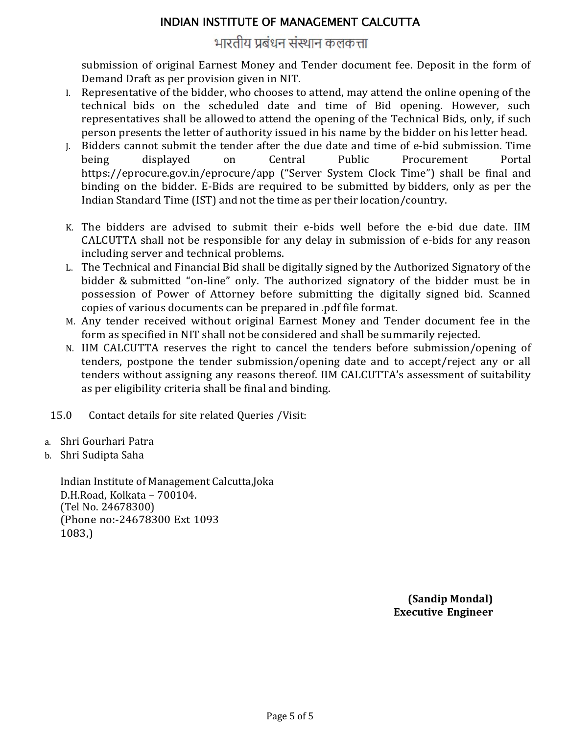submission of original Earnest Money and Tender document fee. Deposit in the form of Demand Draft as per provision given in NIT.

I. Representative of the bidder, who chooses to attend, may attend the online opening of the technical bids on the scheduled date and time of Bid opening. However, such representatives shall be allowed to attend the opening of the Technical Bids, only, if such person presents the letter of authority issued in his name by the bidder on his letter head.

J. Bidders cannot submit the tender after the due date and time of e-bid submission. Time being displayed on Central Public Procurement Portal https://eprocure.gov.in/eprocure/app ("Server System Clock Time") shall be final and binding on the bidder. E-Bids are required to be submitted by bidders, only as per the Indian Standard Time (IST) and not the time as per their location/country.

K. The bidders are advised to submit their e-bids well before the e-bid due date. IIM CALCUTTA shall not be responsible for any delay in submission of e-bids for any reason including server and technical problems.

L. The Technical and Financial Bid shall be digitally signed by the Authorized Signatory of the bidder & submitted "on-line" only. The authorized signatory of the bidder must be in possession of Power of Attorney before submitting the digitally signed bid. Scanned copies of various documents can be prepared in .pdf file format.

M. Any tender received without original Earnest Money and Tender document fee in the form as specified in NIT shall not be considered and shall be summarily rejected.

N. IIM CALCUTTA reserves the right to cancel the tenders before submission/opening of tenders, postpone the tender submission/opening date and to accept/reject any or all tenders without assigning any reasons thereof. IIM CALCUTTA's assessment of suitability as per eligibility criteria shall be final and binding.

15.0 Contact details for site related Queries /Visit:

a. Shri Gourhari Patra
b. Shri Sudipta Saha

Indian Institute of Management Calcutta,Joka
D.H.Road, Kolkata – 700104.
(Tel No. 24678300)
(Phone no:-24678300 Ext 1093
1083,)

**(Sandip Mondal)**
**Executive Engineer**